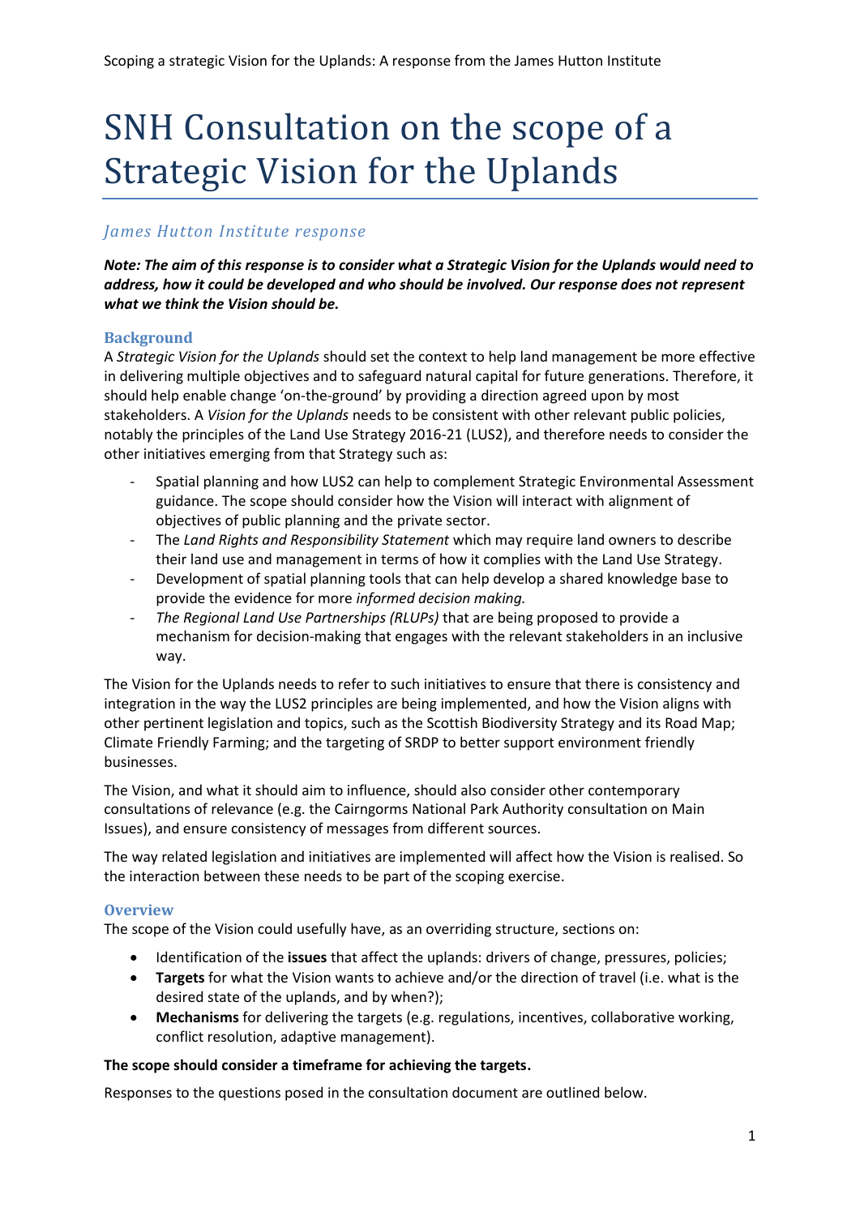# SNH Consultation on the scope of a Strategic Vision for the Uplands

## *James Hutton Institute response*

***Note: The aim of this response is to consider what a Strategic Vision for the Uplands would need to address, how it could be developed and who should be involved. Our response does not represent what we think the Vision should be.***

### Background

A *Strategic Vision for the Uplands* should set the context to help land management be more effective in delivering multiple objectives and to safeguard natural capital for future generations. Therefore, it should help enable change 'on-the-ground' by providing a direction agreed upon by most stakeholders. A *Vision for the Uplands* needs to be consistent with other relevant public policies, notably the principles of the Land Use Strategy 2016-21 (LUS2), and therefore needs to consider the other initiatives emerging from that Strategy such as:

- Spatial planning and how LUS2 can help to complement Strategic Environmental Assessment guidance. The scope should consider how the Vision will interact with alignment of objectives of public planning and the private sector.
- The *Land Rights and Responsibility Statement* which may require land owners to describe their land use and management in terms of how it complies with the Land Use Strategy.
- Development of spatial planning tools that can help develop a shared knowledge base to provide the evidence for more *informed decision making.*
- *The Regional Land Use Partnerships (RLUPs)* that are being proposed to provide a mechanism for decision-making that engages with the relevant stakeholders in an inclusive way.

The Vision for the Uplands needs to refer to such initiatives to ensure that there is consistency and integration in the way the LUS2 principles are being implemented, and how the Vision aligns with other pertinent legislation and topics, such as the Scottish Biodiversity Strategy and its Road Map; Climate Friendly Farming; and the targeting of SRDP to better support environment friendly businesses.

The Vision, and what it should aim to influence, should also consider other contemporary consultations of relevance (e.g. the Cairngorms National Park Authority consultation on Main Issues), and ensure consistency of messages from different sources.

The way related legislation and initiatives are implemented will affect how the Vision is realised. So the interaction between these needs to be part of the scoping exercise.

### Overview

The scope of the Vision could usefully have, as an overriding structure, sections on:

- Identification of the **issues** that affect the uplands: drivers of change, pressures, policies;
- **Targets** for what the Vision wants to achieve and/or the direction of travel (i.e. what is the desired state of the uplands, and by when?);
- **Mechanisms** for delivering the targets (e.g. regulations, incentives, collaborative working, conflict resolution, adaptive management).

**The scope should consider a timeframe for achieving the targets.**

Responses to the questions posed in the consultation document are outlined below.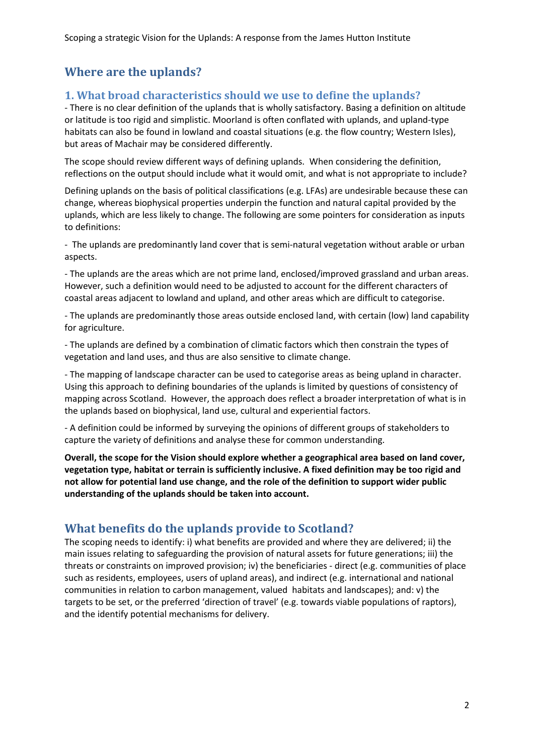## Where are the uplands?

### 1. What broad characteristics should we use to define the uplands?

- There is no clear definition of the uplands that is wholly satisfactory. Basing a definition on altitude or latitude is too rigid and simplistic. Moorland is often conflated with uplands, and upland-type habitats can also be found in lowland and coastal situations (e.g. the flow country; Western Isles), but areas of Machair may be considered differently.

The scope should review different ways of defining uplands. When considering the definition, reflections on the output should include what it would omit, and what is not appropriate to include?

Defining uplands on the basis of political classifications (e.g. LFAs) are undesirable because these can change, whereas biophysical properties underpin the function and natural capital provided by the uplands, which are less likely to change. The following are some pointers for consideration as inputs to definitions:

- The uplands are predominantly land cover that is semi-natural vegetation without arable or urban aspects.

- The uplands are the areas which are not prime land, enclosed/improved grassland and urban areas. However, such a definition would need to be adjusted to account for the different characters of coastal areas adjacent to lowland and upland, and other areas which are difficult to categorise.

- The uplands are predominantly those areas outside enclosed land, with certain (low) land capability for agriculture.

- The uplands are defined by a combination of climatic factors which then constrain the types of vegetation and land uses, and thus are also sensitive to climate change.

- The mapping of landscape character can be used to categorise areas as being upland in character. Using this approach to defining boundaries of the uplands is limited by questions of consistency of mapping across Scotland. However, the approach does reflect a broader interpretation of what is in the uplands based on biophysical, land use, cultural and experiential factors.

- A definition could be informed by surveying the opinions of different groups of stakeholders to capture the variety of definitions and analyse these for common understanding.

**Overall, the scope for the Vision should explore whether a geographical area based on land cover, vegetation type, habitat or terrain is sufficiently inclusive. A fixed definition may be too rigid and not allow for potential land use change, and the role of the definition to support wider public understanding of the uplands should be taken into account.**

## What benefits do the uplands provide to Scotland?

The scoping needs to identify: i) what benefits are provided and where they are delivered; ii) the main issues relating to safeguarding the provision of natural assets for future generations; iii) the threats or constraints on improved provision; iv) the beneficiaries - direct (e.g. communities of place such as residents, employees, users of upland areas), and indirect (e.g. international and national communities in relation to carbon management, valued habitats and landscapes); and: v) the targets to be set, or the preferred 'direction of travel' (e.g. towards viable populations of raptors), and the identify potential mechanisms for delivery.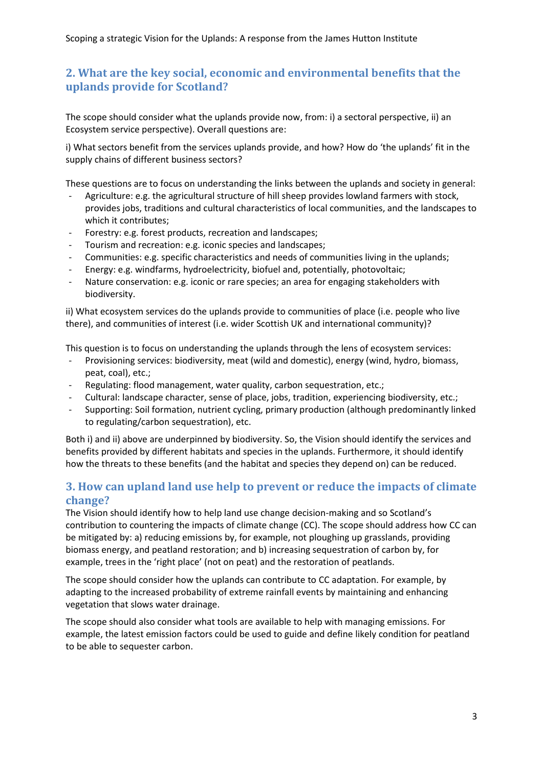## 2. What are the key social, economic and environmental benefits that the uplands provide for Scotland?

The scope should consider what the uplands provide now, from: i) a sectoral perspective, ii) an Ecosystem service perspective). Overall questions are:

i) What sectors benefit from the services uplands provide, and how? How do 'the uplands' fit in the supply chains of different business sectors?

These questions are to focus on understanding the links between the uplands and society in general:

- Agriculture: e.g. the agricultural structure of hill sheep provides lowland farmers with stock, provides jobs, traditions and cultural characteristics of local communities, and the landscapes to which it contributes;
- Forestry: e.g. forest products, recreation and landscapes;
- Tourism and recreation: e.g. iconic species and landscapes;
- Communities: e.g. specific characteristics and needs of communities living in the uplands;
- Energy: e.g. windfarms, hydroelectricity, biofuel and, potentially, photovoltaic;
- Nature conservation: e.g. iconic or rare species; an area for engaging stakeholders with biodiversity.

ii) What ecosystem services do the uplands provide to communities of place (i.e. people who live there), and communities of interest (i.e. wider Scottish UK and international community)?

This question is to focus on understanding the uplands through the lens of ecosystem services:

- Provisioning services: biodiversity, meat (wild and domestic), energy (wind, hydro, biomass, peat, coal), etc.;
- Regulating: flood management, water quality, carbon sequestration, etc.;
- Cultural: landscape character, sense of place, jobs, tradition, experiencing biodiversity, etc.;
- Supporting: Soil formation, nutrient cycling, primary production (although predominantly linked to regulating/carbon sequestration), etc.

Both i) and ii) above are underpinned by biodiversity. So, the Vision should identify the services and benefits provided by different habitats and species in the uplands. Furthermore, it should identify how the threats to these benefits (and the habitat and species they depend on) can be reduced.

## 3. How can upland land use help to prevent or reduce the impacts of climate change?

The Vision should identify how to help land use change decision-making and so Scotland's contribution to countering the impacts of climate change (CC). The scope should address how CC can be mitigated by: a) reducing emissions by, for example, not ploughing up grasslands, providing biomass energy, and peatland restoration; and b) increasing sequestration of carbon by, for example, trees in the 'right place' (not on peat) and the restoration of peatlands.

The scope should consider how the uplands can contribute to CC adaptation. For example, by adapting to the increased probability of extreme rainfall events by maintaining and enhancing vegetation that slows water drainage.

The scope should also consider what tools are available to help with managing emissions. For example, the latest emission factors could be used to guide and define likely condition for peatland to be able to sequester carbon.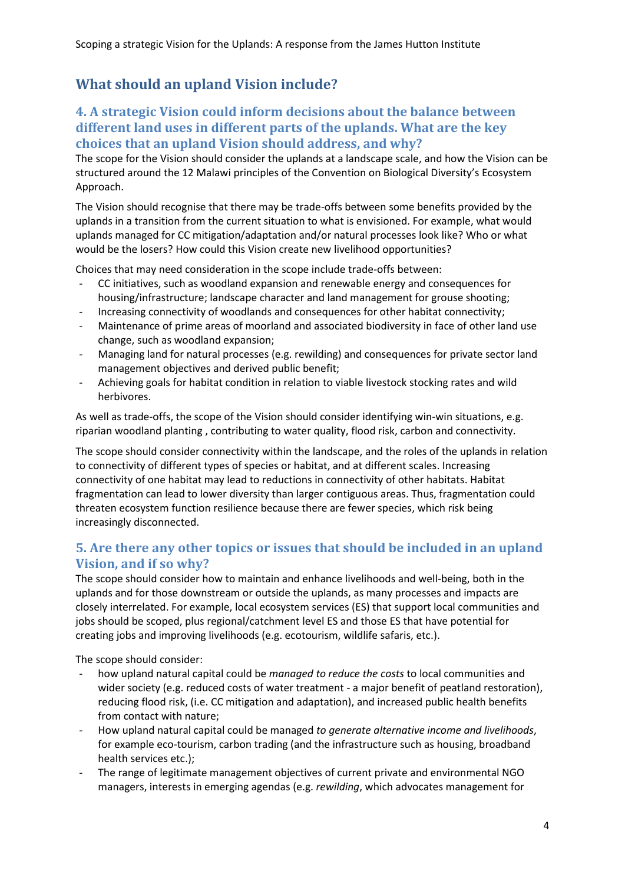## What should an upland Vision include?

### 4. A strategic Vision could inform decisions about the balance between different land uses in different parts of the uplands. What are the key choices that an upland Vision should address, and why?

The scope for the Vision should consider the uplands at a landscape scale, and how the Vision can be structured around the 12 Malawi principles of the Convention on Biological Diversity's Ecosystem Approach.

The Vision should recognise that there may be trade-offs between some benefits provided by the uplands in a transition from the current situation to what is envisioned. For example, what would uplands managed for CC mitigation/adaptation and/or natural processes look like? Who or what would be the losers? How could this Vision create new livelihood opportunities?

Choices that may need consideration in the scope include trade-offs between:

- CC initiatives, such as woodland expansion and renewable energy and consequences for housing/infrastructure; landscape character and land management for grouse shooting;
- Increasing connectivity of woodlands and consequences for other habitat connectivity;
- Maintenance of prime areas of moorland and associated biodiversity in face of other land use change, such as woodland expansion;
- Managing land for natural processes (e.g. rewilding) and consequences for private sector land management objectives and derived public benefit;
- Achieving goals for habitat condition in relation to viable livestock stocking rates and wild herbivores.

As well as trade-offs, the scope of the Vision should consider identifying win-win situations, e.g. riparian woodland planting , contributing to water quality, flood risk, carbon and connectivity.

The scope should consider connectivity within the landscape, and the roles of the uplands in relation to connectivity of different types of species or habitat, and at different scales. Increasing connectivity of one habitat may lead to reductions in connectivity of other habitats. Habitat fragmentation can lead to lower diversity than larger contiguous areas. Thus, fragmentation could threaten ecosystem function resilience because there are fewer species, which risk being increasingly disconnected.

### 5. Are there any other topics or issues that should be included in an upland Vision, and if so why?

The scope should consider how to maintain and enhance livelihoods and well-being, both in the uplands and for those downstream or outside the uplands, as many processes and impacts are closely interrelated. For example, local ecosystem services (ES) that support local communities and jobs should be scoped, plus regional/catchment level ES and those ES that have potential for creating jobs and improving livelihoods (e.g. ecotourism, wildlife safaris, etc.).

The scope should consider:

- how upland natural capital could be *managed to reduce the costs* to local communities and wider society (e.g. reduced costs of water treatment - a major benefit of peatland restoration), reducing flood risk, (i.e. CC mitigation and adaptation), and increased public health benefits from contact with nature;
- How upland natural capital could be managed *to generate alternative income and livelihoods*, for example eco-tourism, carbon trading (and the infrastructure such as housing, broadband health services etc.);
- The range of legitimate management objectives of current private and environmental NGO managers, interests in emerging agendas (e.g. *rewilding*, which advocates management for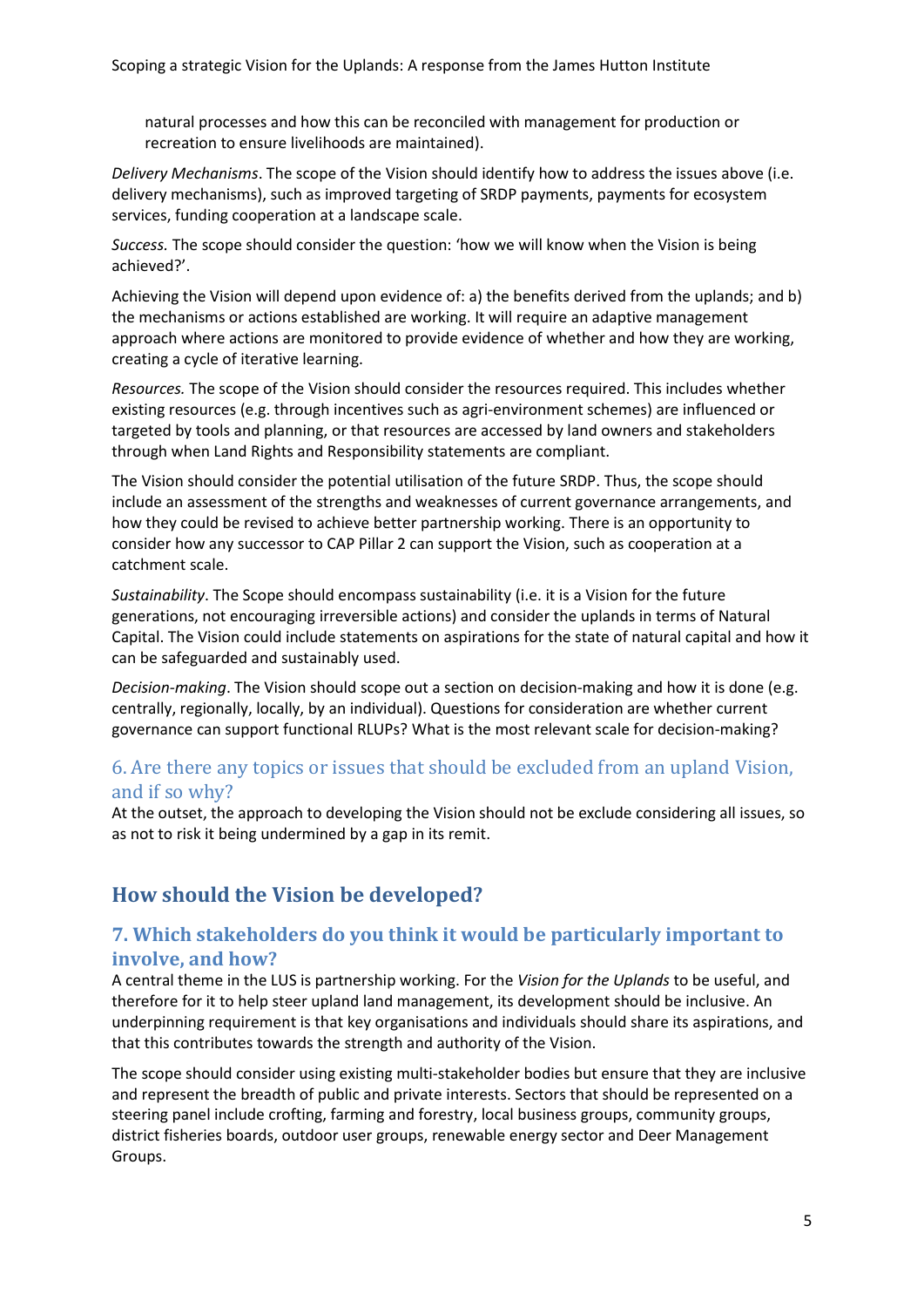natural processes and how this can be reconciled with management for production or recreation to ensure livelihoods are maintained).

*Delivery Mechanisms*. The scope of the Vision should identify how to address the issues above (i.e. delivery mechanisms), such as improved targeting of SRDP payments, payments for ecosystem services, funding cooperation at a landscape scale.

*Success.* The scope should consider the question: 'how we will know when the Vision is being achieved?'.

Achieving the Vision will depend upon evidence of: a) the benefits derived from the uplands; and b) the mechanisms or actions established are working. It will require an adaptive management approach where actions are monitored to provide evidence of whether and how they are working, creating a cycle of iterative learning.

*Resources.* The scope of the Vision should consider the resources required. This includes whether existing resources (e.g. through incentives such as agri-environment schemes) are influenced or targeted by tools and planning, or that resources are accessed by land owners and stakeholders through when Land Rights and Responsibility statements are compliant.

The Vision should consider the potential utilisation of the future SRDP. Thus, the scope should include an assessment of the strengths and weaknesses of current governance arrangements, and how they could be revised to achieve better partnership working. There is an opportunity to consider how any successor to CAP Pillar 2 can support the Vision, such as cooperation at a catchment scale.

*Sustainability*. The Scope should encompass sustainability (i.e. it is a Vision for the future generations, not encouraging irreversible actions) and consider the uplands in terms of Natural Capital. The Vision could include statements on aspirations for the state of natural capital and how it can be safeguarded and sustainably used.

*Decision-making*. The Vision should scope out a section on decision-making and how it is done (e.g. centrally, regionally, locally, by an individual). Questions for consideration are whether current governance can support functional RLUPs? What is the most relevant scale for decision-making?

### 6. Are there any topics or issues that should be excluded from an upland Vision, and if so why?

At the outset, the approach to developing the Vision should not be exclude considering all issues, so as not to risk it being undermined by a gap in its remit.

## How should the Vision be developed?

### 7. Which stakeholders do you think it would be particularly important to involve, and how?

A central theme in the LUS is partnership working. For the *Vision for the Uplands* to be useful, and therefore for it to help steer upland land management, its development should be inclusive. An underpinning requirement is that key organisations and individuals should share its aspirations, and that this contributes towards the strength and authority of the Vision.

The scope should consider using existing multi-stakeholder bodies but ensure that they are inclusive and represent the breadth of public and private interests. Sectors that should be represented on a steering panel include crofting, farming and forestry, local business groups, community groups, district fisheries boards, outdoor user groups, renewable energy sector and Deer Management Groups.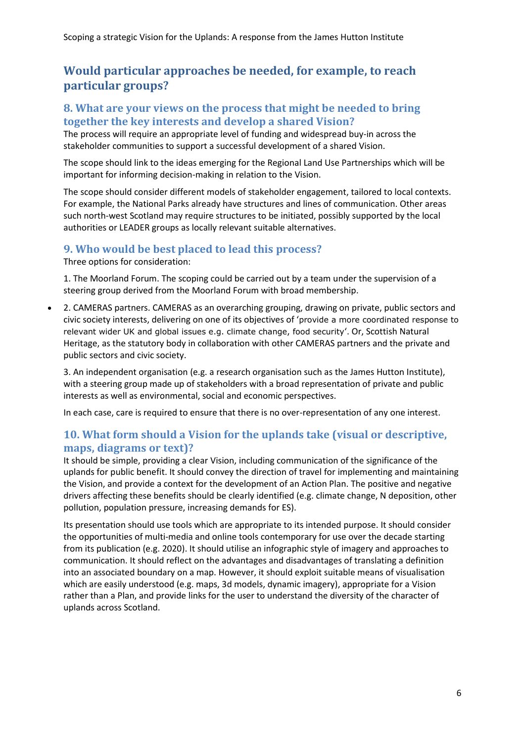## Would particular approaches be needed, for example, to reach particular groups?

## 8. What are your views on the process that might be needed to bring together the key interests and develop a shared Vision?

The process will require an appropriate level of funding and widespread buy-in across the stakeholder communities to support a successful development of a shared Vision.

The scope should link to the ideas emerging for the Regional Land Use Partnerships which will be important for informing decision-making in relation to the Vision.

The scope should consider different models of stakeholder engagement, tailored to local contexts. For example, the National Parks already have structures and lines of communication. Other areas such north-west Scotland may require structures to be initiated, possibly supported by the local authorities or LEADER groups as locally relevant suitable alternatives.

## 9. Who would be best placed to lead this process?

Three options for consideration:

1. The Moorland Forum. The scoping could be carried out by a team under the supervision of a steering group derived from the Moorland Forum with broad membership.

- 2. CAMERAS partners. CAMERAS as an overarching grouping, drawing on private, public sectors and civic society interests, delivering on one of its objectives of 'provide a more coordinated response to relevant wider UK and global issues e.g. climate change, food security'. Or, Scottish Natural Heritage, as the statutory body in collaboration with other CAMERAS partners and the private and public sectors and civic society.

3. An independent organisation (e.g. a research organisation such as the James Hutton Institute), with a steering group made up of stakeholders with a broad representation of private and public interests as well as environmental, social and economic perspectives.

In each case, care is required to ensure that there is no over-representation of any one interest.

## 10. What form should a Vision for the uplands take (visual or descriptive, maps, diagrams or text)?

It should be simple, providing a clear Vision, including communication of the significance of the uplands for public benefit. It should convey the direction of travel for implementing and maintaining the Vision, and provide a context for the development of an Action Plan. The positive and negative drivers affecting these benefits should be clearly identified (e.g. climate change, N deposition, other pollution, population pressure, increasing demands for ES).

Its presentation should use tools which are appropriate to its intended purpose. It should consider the opportunities of multi-media and online tools contemporary for use over the decade starting from its publication (e.g. 2020). It should utilise an infographic style of imagery and approaches to communication. It should reflect on the advantages and disadvantages of translating a definition into an associated boundary on a map. However, it should exploit suitable means of visualisation which are easily understood (e.g. maps, 3d models, dynamic imagery), appropriate for a Vision rather than a Plan, and provide links for the user to understand the diversity of the character of uplands across Scotland.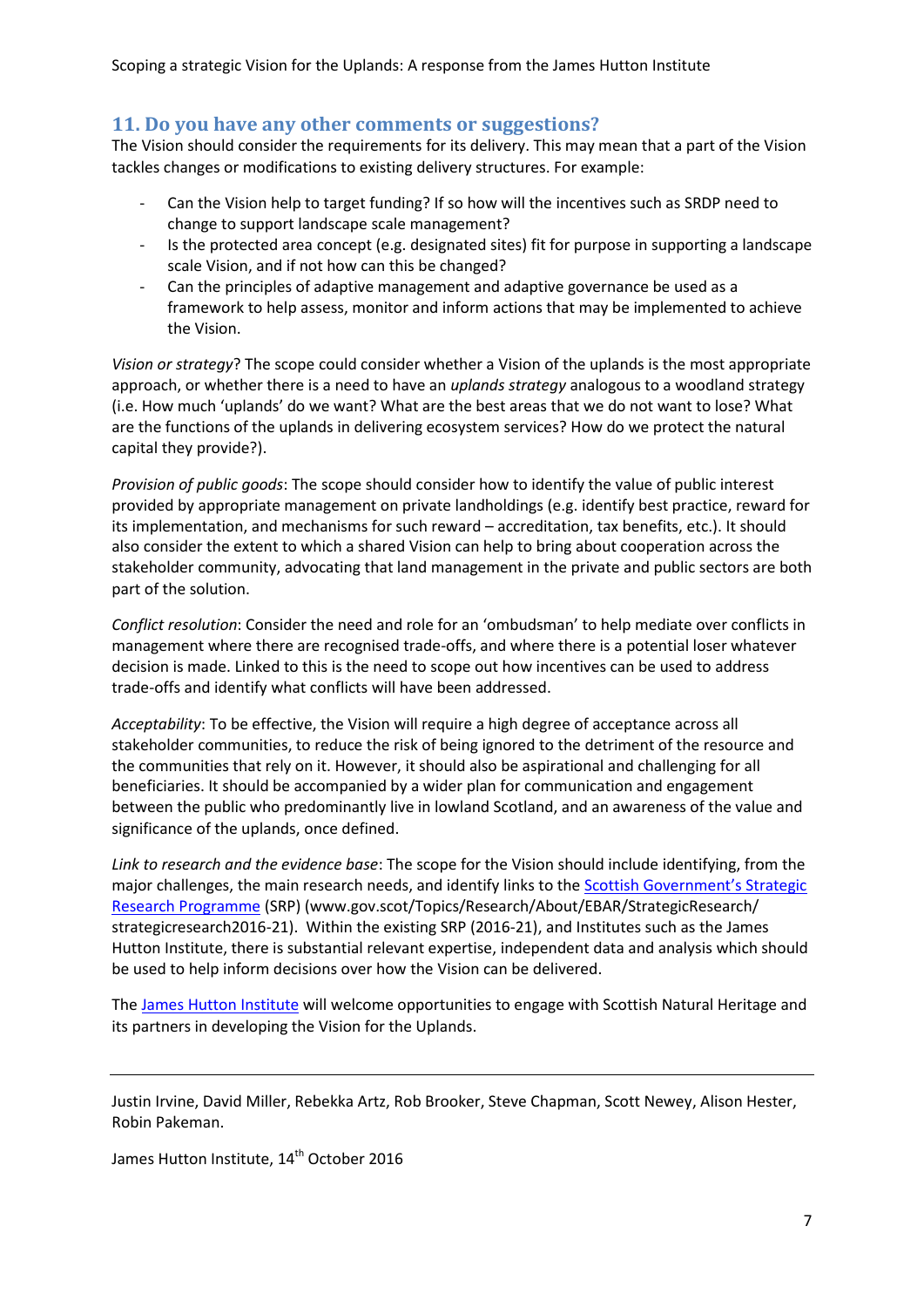## 11. Do you have any other comments or suggestions?

The Vision should consider the requirements for its delivery. This may mean that a part of the Vision tackles changes or modifications to existing delivery structures. For example:

- Can the Vision help to target funding? If so how will the incentives such as SRDP need to change to support landscape scale management?
- Is the protected area concept (e.g. designated sites) fit for purpose in supporting a landscape scale Vision, and if not how can this be changed?
- Can the principles of adaptive management and adaptive governance be used as a framework to help assess, monitor and inform actions that may be implemented to achieve the Vision.

*Vision or strategy*? The scope could consider whether a Vision of the uplands is the most appropriate approach, or whether there is a need to have an *uplands strategy* analogous to a woodland strategy (i.e. How much 'uplands' do we want? What are the best areas that we do not want to lose? What are the functions of the uplands in delivering ecosystem services? How do we protect the natural capital they provide?).

*Provision of public goods*: The scope should consider how to identify the value of public interest provided by appropriate management on private landholdings (e.g. identify best practice, reward for its implementation, and mechanisms for such reward – accreditation, tax benefits, etc.). It should also consider the extent to which a shared Vision can help to bring about cooperation across the stakeholder community, advocating that land management in the private and public sectors are both part of the solution.

*Conflict resolution*: Consider the need and role for an 'ombudsman' to help mediate over conflicts in management where there are recognised trade-offs, and where there is a potential loser whatever decision is made. Linked to this is the need to scope out how incentives can be used to address trade-offs and identify what conflicts will have been addressed.

*Acceptability*: To be effective, the Vision will require a high degree of acceptance across all stakeholder communities, to reduce the risk of being ignored to the detriment of the resource and the communities that rely on it. However, it should also be aspirational and challenging for all beneficiaries. It should be accompanied by a wider plan for communication and engagement between the public who predominantly live in lowland Scotland, and an awareness of the value and significance of the uplands, once defined.

*Link to research and the evidence base*: The scope for the Vision should include identifying, from the major challenges, the main research needs, and identify links to the Scottish Government's Strategic Research Programme (SRP) (www.gov.scot/Topics/Research/About/EBAR/StrategicResearch/strategicresearch2016-21). Within the existing SRP (2016-21), and Institutes such as the James Hutton Institute, there is substantial relevant expertise, independent data and analysis which should be used to help inform decisions over how the Vision can be delivered.

The James Hutton Institute will welcome opportunities to engage with Scottish Natural Heritage and its partners in developing the Vision for the Uplands.

---

Justin Irvine, David Miller, Rebekka Artz, Rob Brooker, Steve Chapman, Scott Newey, Alison Hester, Robin Pakeman.

James Hutton Institute, 14th October 2016